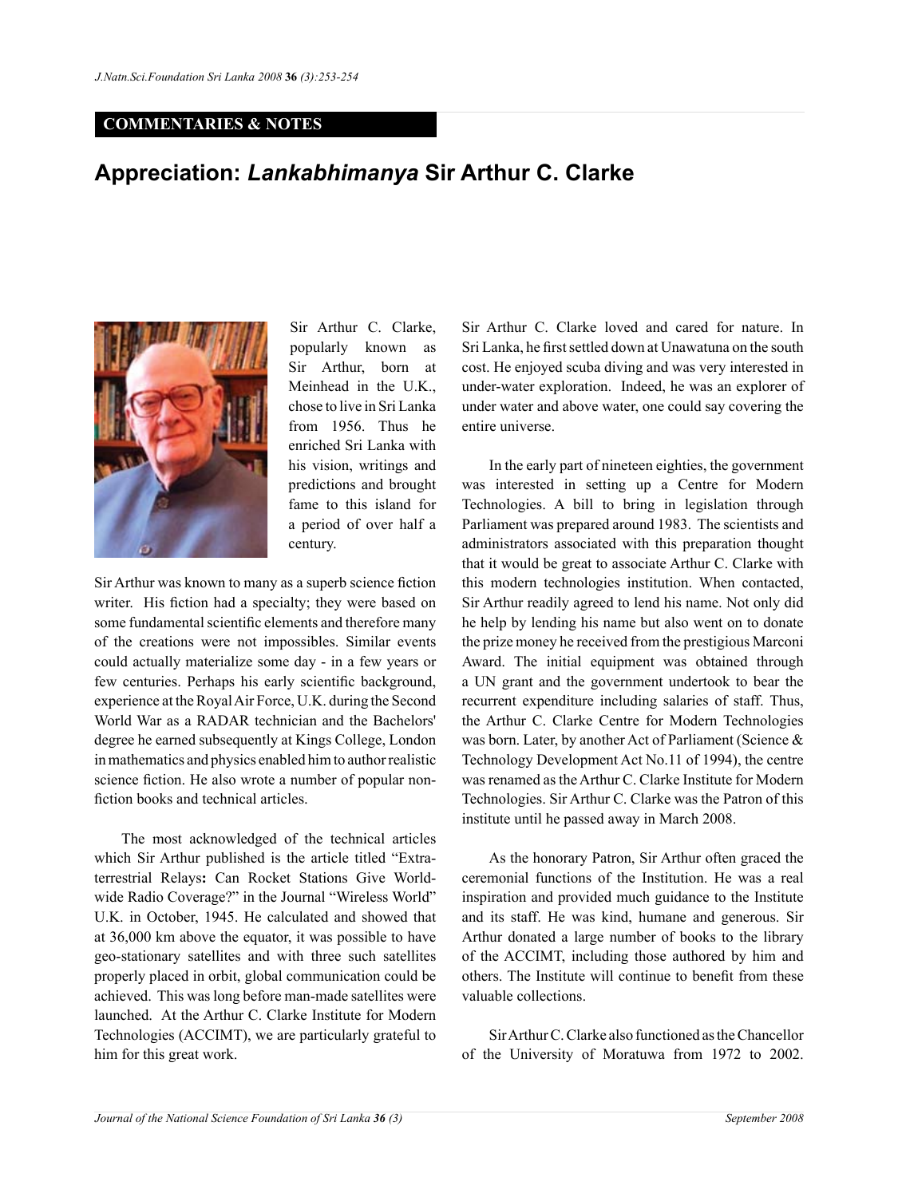COMMENTARIES & NOTES

# Appreciation: *Lankabhimanya* Sir Arthur C. Clarke

Sir Arthur C. Clarke, popularly known as Sir Arthur, born at Meinhead in the U.K., chose to live in Sri Lanka from 1956. Thus he enriched Sri Lanka with his vision, writings and predictions and brought fame to this island for a period of over half a century.

Sir Arthur was known to many as a superb science fiction writer. His fiction had a specialty; they were based on some fundamental scientific elements and therefore many of the creations were not impossibles. Similar events could actually materialize some day - in a few years or few centuries. Perhaps his early scientific background, experience at the Royal Air Force, U.K. during the Second World War as a RADAR technician and the Bachelors' degree he earned subsequently at Kings College, London in mathematics and physics enabled him to author realistic science fiction. He also wrote a number of popular non-fiction books and technical articles.

The most acknowledged of the technical articles which Sir Arthur published is the article titled "Extra-terrestrial Relays**:** Can Rocket Stations Give World-wide Radio Coverage?" in the Journal "Wireless World" U.K. in October, 1945. He calculated and showed that at 36,000 km above the equator, it was possible to have geo-stationary satellites and with three such satellites properly placed in orbit, global communication could be achieved. This was long before man-made satellites were launched. At the Arthur C. Clarke Institute for Modern Technologies (ACCIMT), we are particularly grateful to him for this great work.

Sir Arthur C. Clarke loved and cared for nature. In Sri Lanka, he first settled down at Unawatuna on the south cost. He enjoyed scuba diving and was very interested in under-water exploration. Indeed, he was an explorer of under water and above water, one could say covering the entire universe.

In the early part of nineteen eighties, the government was interested in setting up a Centre for Modern Technologies. A bill to bring in legislation through Parliament was prepared around 1983. The scientists and administrators associated with this preparation thought that it would be great to associate Arthur C. Clarke with this modern technologies institution. When contacted, Sir Arthur readily agreed to lend his name. Not only did he help by lending his name but also went on to donate the prize money he received from the prestigious Marconi Award. The initial equipment was obtained through a UN grant and the government undertook to bear the recurrent expenditure including salaries of staff. Thus, the Arthur C. Clarke Centre for Modern Technologies was born. Later, by another Act of Parliament (Science & Technology Development Act No.11 of 1994), the centre was renamed as the Arthur C. Clarke Institute for Modern Technologies. Sir Arthur C. Clarke was the Patron of this institute until he passed away in March 2008.

As the honorary Patron, Sir Arthur often graced the ceremonial functions of the Institution. He was a real inspiration and provided much guidance to the Institute and its staff. He was kind, humane and generous. Sir Arthur donated a large number of books to the library of the ACCIMT, including those authored by him and others. The Institute will continue to benefit from these valuable collections.

Sir Arthur C. Clarke also functioned as the Chancellor of the University of Moratuwa from 1972 to 2002.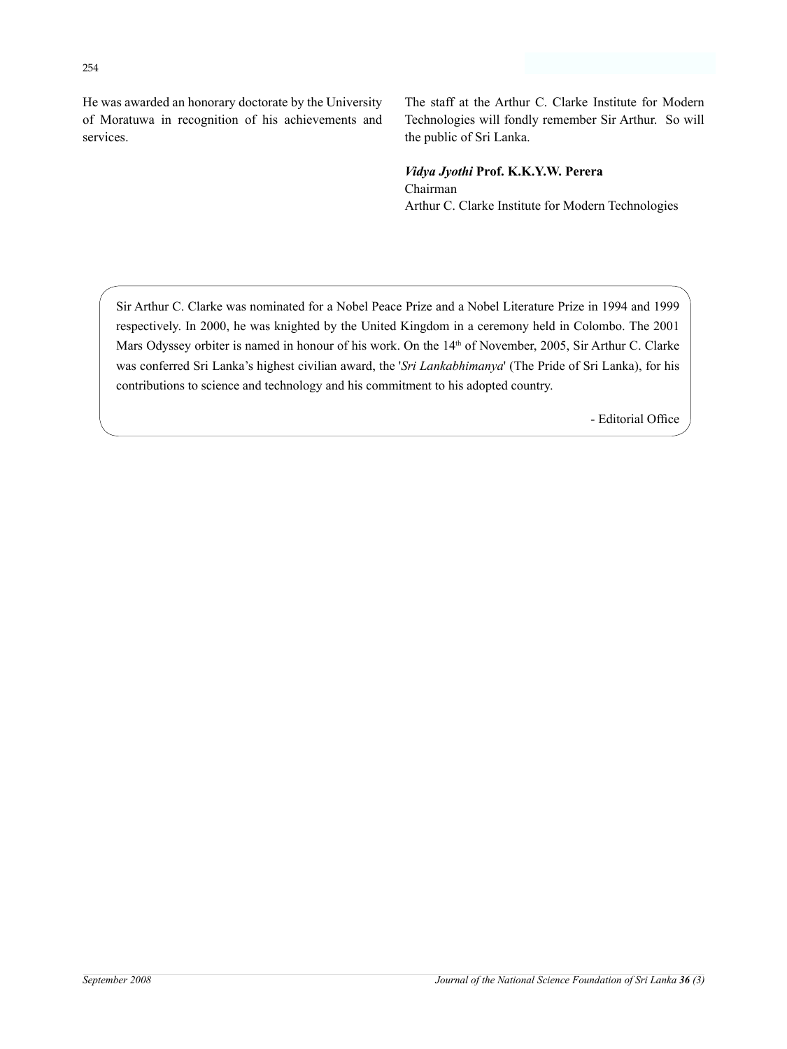He was awarded an honorary doctorate by the University of Moratuwa in recognition of his achievements and services.

The staff at the Arthur C. Clarke Institute for Modern Technologies will fondly remember Sir Arthur. So will the public of Sri Lanka.

***Vidya Jyothi*** **Prof. K.K.Y.W. Perera**
Chairman
Arthur C. Clarke Institute for Modern Technologies

Sir Arthur C. Clarke was nominated for a Nobel Peace Prize and a Nobel Literature Prize in 1994 and 1999 respectively. In 2000, he was knighted by the United Kingdom in a ceremony held in Colombo. The 2001 Mars Odyssey orbiter is named in honour of his work. On the 14th of November, 2005, Sir Arthur C. Clarke was conferred Sri Lanka's highest civilian award, the '*Sri Lankabhimanya*' (The Pride of Sri Lanka), for his contributions to science and technology and his commitment to his adopted country.

- Editorial Office